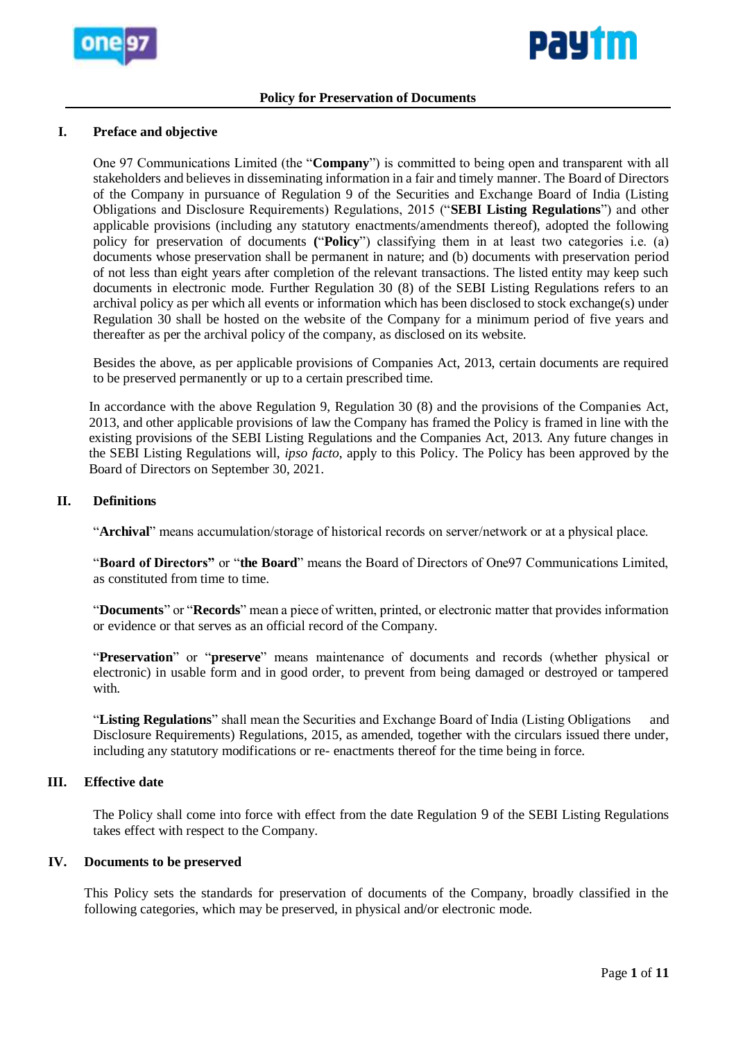# Policy for Preservation of Documents

## I. Preface and objective

One 97 Communications Limited (the "**Company**") is committed to being open and transparent with all stakeholders and believes in disseminating information in a fair and timely manner. The Board of Directors of the Company in pursuance of Regulation 9 of the Securities and Exchange Board of India (Listing Obligations and Disclosure Requirements) Regulations, 2015 ("**SEBI Listing Regulations**") and other applicable provisions (including any statutory enactments/amendments thereof), adopted the following policy for preservation of documents **(**"**Policy**") classifying them in at least two categories i.e. (a) documents whose preservation shall be permanent in nature; and (b) documents with preservation period of not less than eight years after completion of the relevant transactions. The listed entity may keep such documents in electronic mode. Further Regulation 30 (8) of the SEBI Listing Regulations refers to an archival policy as per which all events or information which has been disclosed to stock exchange(s) under Regulation 30 shall be hosted on the website of the Company for a minimum period of five years and thereafter as per the archival policy of the company, as disclosed on its website.

Besides the above, as per applicable provisions of Companies Act, 2013, certain documents are required to be preserved permanently or up to a certain prescribed time.

In accordance with the above Regulation 9, Regulation 30 (8) and the provisions of the Companies Act, 2013, and other applicable provisions of law the Company has framed the Policy is framed in line with the existing provisions of the SEBI Listing Regulations and the Companies Act, 2013. Any future changes in the SEBI Listing Regulations will, *ipso facto*, apply to this Policy. The Policy has been approved by the Board of Directors on September 30, 2021.

## II. Definitions

"**Archival**" means accumulation/storage of historical records on server/network or at a physical place.

"**Board of Directors"** or "**the Board**" means the Board of Directors of One97 Communications Limited, as constituted from time to time.

"**Documents**" or "**Records**" mean a piece of written, printed, or electronic matter that provides information or evidence or that serves as an official record of the Company.

"**Preservation**" or "**preserve**" means maintenance of documents and records (whether physical or electronic) in usable form and in good order, to prevent from being damaged or destroyed or tampered with.

"**Listing Regulations**" shall mean the Securities and Exchange Board of India (Listing Obligations and Disclosure Requirements) Regulations, 2015, as amended, together with the circulars issued there under, including any statutory modifications or re- enactments thereof for the time being in force.

## III. Effective date

The Policy shall come into force with effect from the date Regulation 9 of the SEBI Listing Regulations takes effect with respect to the Company.

## IV. Documents to be preserved

This Policy sets the standards for preservation of documents of the Company, broadly classified in the following categories, which may be preserved, in physical and/or electronic mode.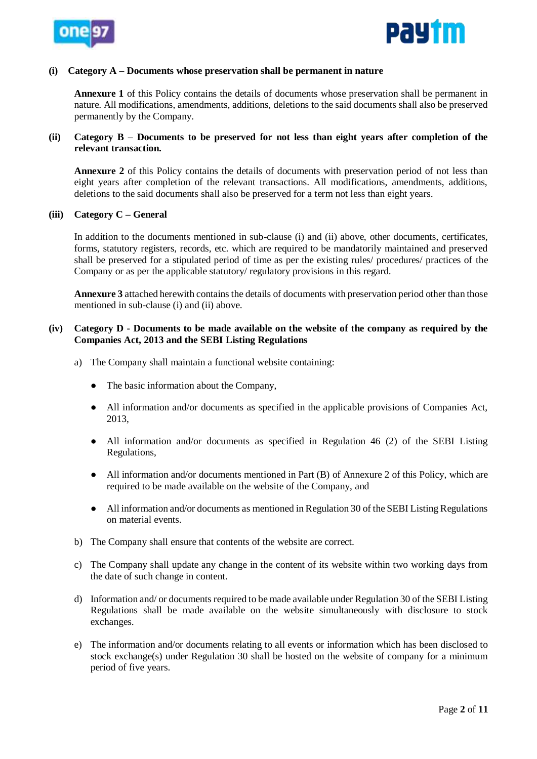**(i) Category A – Documents whose preservation shall be permanent in nature**

**Annexure 1** of this Policy contains the details of documents whose preservation shall be permanent in nature. All modifications, amendments, additions, deletions to the said documents shall also be preserved permanently by the Company.

**(ii) Category B – Documents to be preserved for not less than eight years after completion of the relevant transaction.**

**Annexure 2** of this Policy contains the details of documents with preservation period of not less than eight years after completion of the relevant transactions. All modifications, amendments, additions, deletions to the said documents shall also be preserved for a term not less than eight years.

**(iii) Category C – General**

In addition to the documents mentioned in sub-clause (i) and (ii) above, other documents, certificates, forms, statutory registers, records, etc. which are required to be mandatorily maintained and preserved shall be preserved for a stipulated period of time as per the existing rules/ procedures/ practices of the Company or as per the applicable statutory/ regulatory provisions in this regard.

**Annexure 3** attached herewith contains the details of documents with preservation period other than those mentioned in sub-clause (i) and (ii) above.

**(iv) Category D - Documents to be made available on the website of the company as required by the Companies Act, 2013 and the SEBI Listing Regulations**

a) The Company shall maintain a functional website containing:

- The basic information about the Company,
- All information and/or documents as specified in the applicable provisions of Companies Act, 2013,
- All information and/or documents as specified in Regulation 46 (2) of the SEBI Listing Regulations,
- All information and/or documents mentioned in Part (B) of Annexure 2 of this Policy, which are required to be made available on the website of the Company, and
- All information and/or documents as mentioned in Regulation 30 of the SEBI Listing Regulations on material events.

b) The Company shall ensure that contents of the website are correct.

c) The Company shall update any change in the content of its website within two working days from the date of such change in content.

d) Information and/ or documents required to be made available under Regulation 30 of the SEBI Listing Regulations shall be made available on the website simultaneously with disclosure to stock exchanges.

e) The information and/or documents relating to all events or information which has been disclosed to stock exchange(s) under Regulation 30 shall be hosted on the website of company for a minimum period of five years.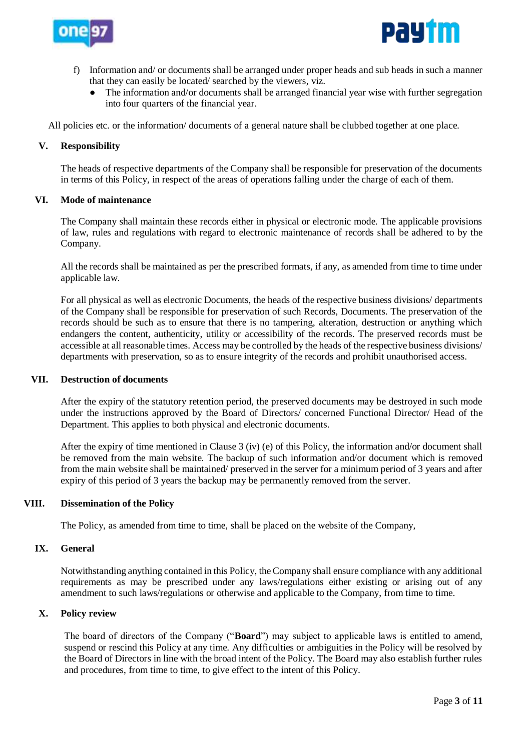f) Information and/ or documents shall be arranged under proper heads and sub heads in such a manner that they can easily be located/ searched by the viewers, viz.
   - The information and/or documents shall be arranged financial year wise with further segregation into four quarters of the financial year.

All policies etc. or the information/ documents of a general nature shall be clubbed together at one place.

## V. Responsibility

The heads of respective departments of the Company shall be responsible for preservation of the documents in terms of this Policy, in respect of the areas of operations falling under the charge of each of them.

## VI. Mode of maintenance

The Company shall maintain these records either in physical or electronic mode. The applicable provisions of law, rules and regulations with regard to electronic maintenance of records shall be adhered to by the Company.

All the records shall be maintained as per the prescribed formats, if any, as amended from time to time under applicable law.

For all physical as well as electronic Documents, the heads of the respective business divisions/ departments of the Company shall be responsible for preservation of such Records, Documents. The preservation of the records should be such as to ensure that there is no tampering, alteration, destruction or anything which endangers the content, authenticity, utility or accessibility of the records. The preserved records must be accessible at all reasonable times. Access may be controlled by the heads of the respective business divisions/ departments with preservation, so as to ensure integrity of the records and prohibit unauthorised access.

## VII. Destruction of documents

After the expiry of the statutory retention period, the preserved documents may be destroyed in such mode under the instructions approved by the Board of Directors/ concerned Functional Director/ Head of the Department. This applies to both physical and electronic documents.

After the expiry of time mentioned in Clause 3 (iv) (e) of this Policy, the information and/or document shall be removed from the main website. The backup of such information and/or document which is removed from the main website shall be maintained/ preserved in the server for a minimum period of 3 years and after expiry of this period of 3 years the backup may be permanently removed from the server.

## VIII. Dissemination of the Policy

The Policy, as amended from time to time, shall be placed on the website of the Company,

## IX. General

Notwithstanding anything contained in this Policy, the Company shall ensure compliance with any additional requirements as may be prescribed under any laws/regulations either existing or arising out of any amendment to such laws/regulations or otherwise and applicable to the Company, from time to time.

## X. Policy review

The board of directors of the Company ("**Board**") may subject to applicable laws is entitled to amend, suspend or rescind this Policy at any time. Any difficulties or ambiguities in the Policy will be resolved by the Board of Directors in line with the broad intent of the Policy. The Board may also establish further rules and procedures, from time to time, to give effect to the intent of this Policy.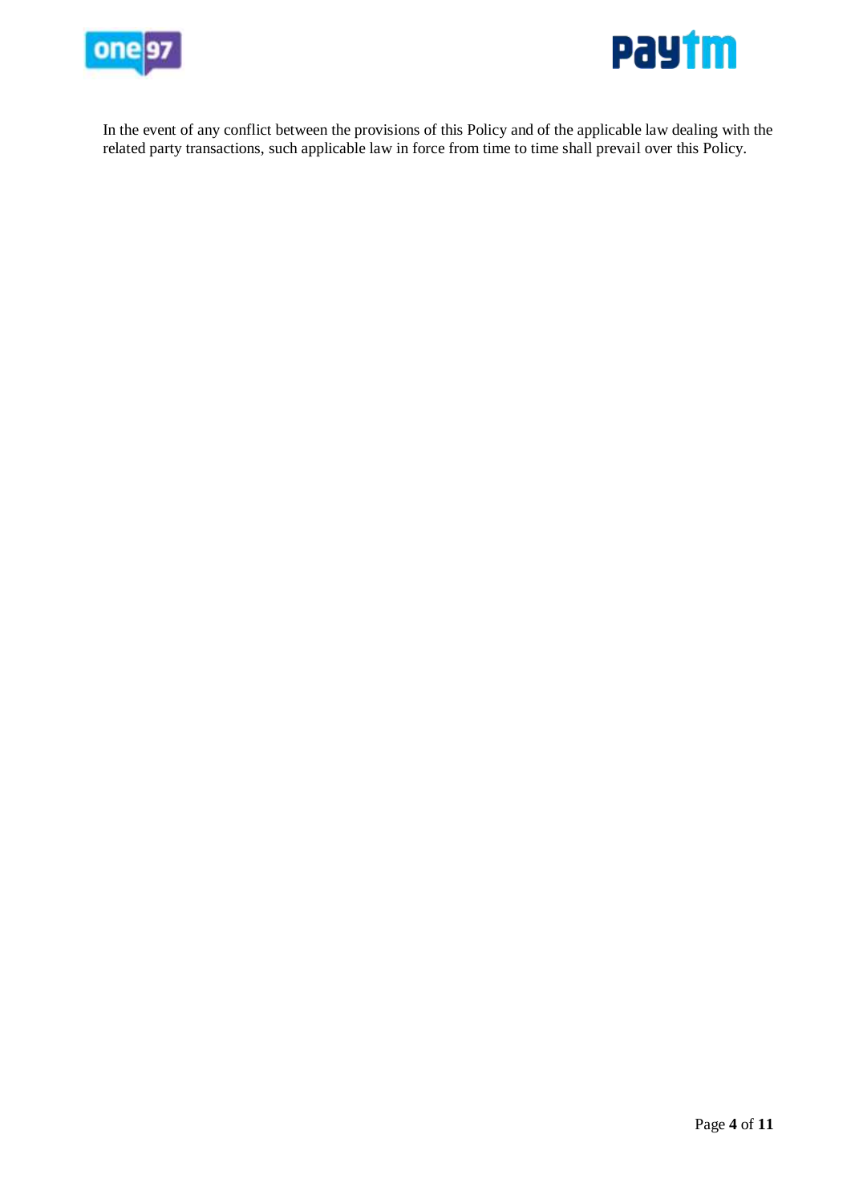In the event of any conflict between the provisions of this Policy and of the applicable law dealing with the related party transactions, such applicable law in force from time to time shall prevail over this Policy.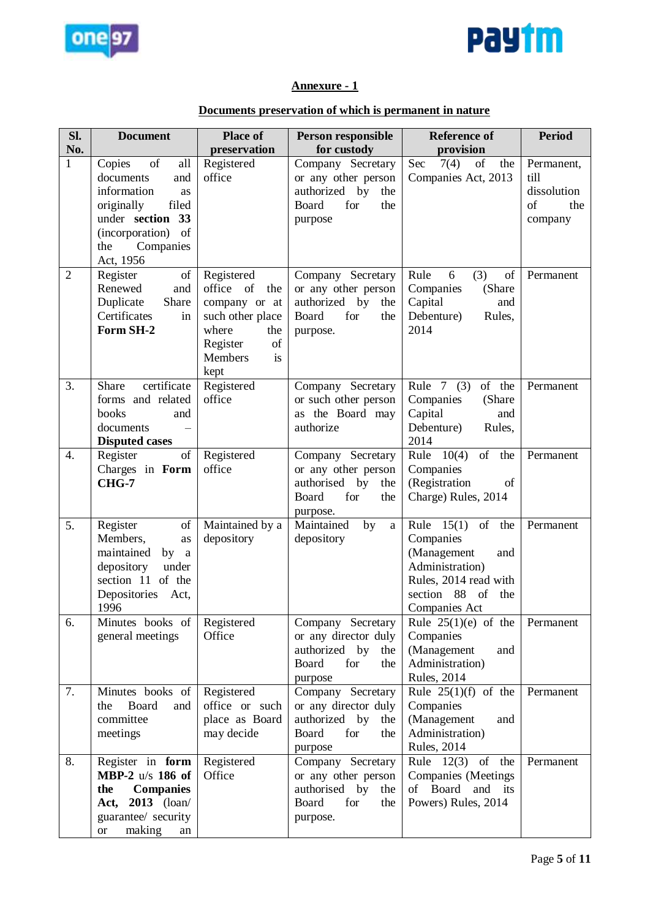**Annexure - 1**

**Documents preservation of which is permanent in nature**

| Sl. No. | Document | Place of preservation | Person responsible for custody | Reference of provision | Period |
|---|---|---|---|---|---|
| 1 | Copies of all documents and information as originally filed under **section 33** (incorporation) of the Companies Act, 1956 | Registered office | Company Secretary or any other person authorized by the Board for the purpose | Sec 7(4) of the Companies Act, 2013 | Permanent, till dissolution of the company |
| 2 | Register of Renewed and Duplicate Share Certificates in **Form SH-2** | Registered office of the company or at such other place where the Register of Members is kept | Company Secretary or any other person authorized by the Board for the purpose. | Rule 6 (3) of Companies (Share Capital and Debenture) Rules, 2014 | Permanent |
| 3. | Share certificate forms and related books and documents – **Disputed cases** | Registered office | Company Secretary or such other person as the Board may authorize | Rule 7 (3) of the Companies (Share Capital and Debenture) Rules, 2014 | Permanent |
| 4. | Register of Charges in **Form CHG-7** | Registered office | Company Secretary or any other person authorised by the Board for the purpose. | Rule 10(4) of the Companies (Registration of Charge) Rules, 2014 | Permanent |
| 5. | Register of Members, as maintained by a depository under section 11 of the Depositories Act, 1996 | Maintained by a depository | Maintained by a depository | Rule 15(1) of the Companies (Management and Administration) Rules, 2014 read with section 88 of the Companies Act | Permanent |
| 6. | Minutes books of general meetings | Registered Office | Company Secretary or any director duly authorized by the Board for the purpose | Rule 25(1)(e) of the Companies (Management and Administration) Rules, 2014 | Permanent |
| 7. | Minutes books of the Board and committee meetings | Registered office or such place as Board may decide | Company Secretary or any director duly authorized by the Board for the purpose | Rule 25(1)(f) of the Companies (Management and Administration) Rules, 2014 | Permanent |
| 8. | Register in **form MBP-2** u/s **186 of the Companies Act, 2013** (loan/ guarantee/ security or making an | Registered Office | Company Secretary or any other person authorised by the Board for the purpose. | Rule 12(3) of the Companies (Meetings of Board and its Powers) Rules, 2014 | Permanent |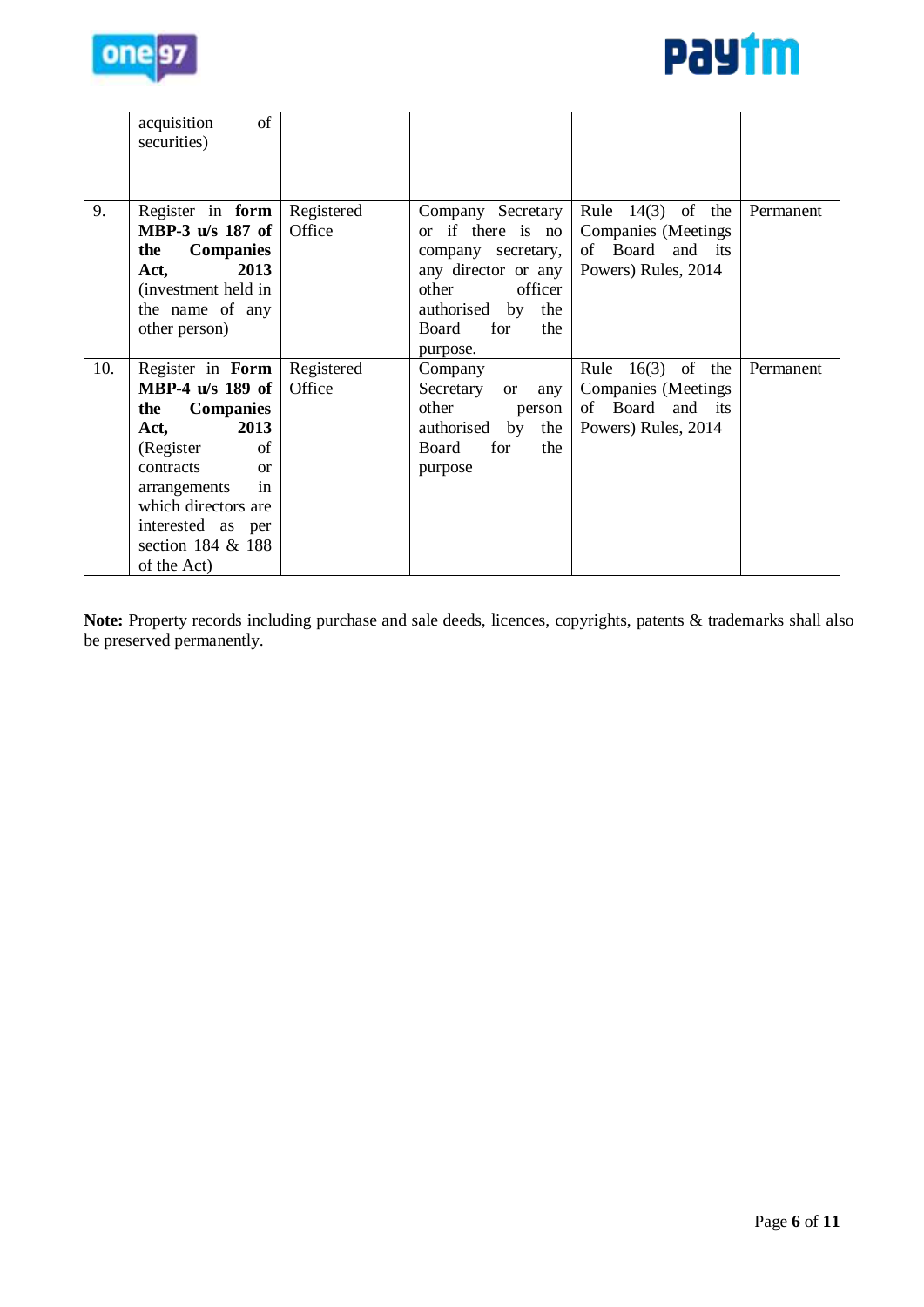| | | | | | |
|---|---|---|---|---|---|
| | acquisition of securities) | | | | |
| 9. | Register in **form MBP-3 u/s 187 of the Companies Act, 2013** (investment held in the name of any other person) | Registered Office | Company Secretary or if there is no company secretary, any director or any other officer authorised by the Board for the purpose. | Rule 14(3) of the Companies (Meetings of Board and its Powers) Rules, 2014 | Permanent |
| 10. | Register in **Form MBP-4 u/s 189 of the Companies Act, 2013** (Register of contracts or arrangements in which directors are interested as per section 184 & 188 of the Act) | Registered Office | Company Secretary or any other person authorised by the Board for the purpose | Rule 16(3) of the Companies (Meetings of Board and its Powers) Rules, 2014 | Permanent |

**Note:** Property records including purchase and sale deeds, licences, copyrights, patents & trademarks shall also be preserved permanently.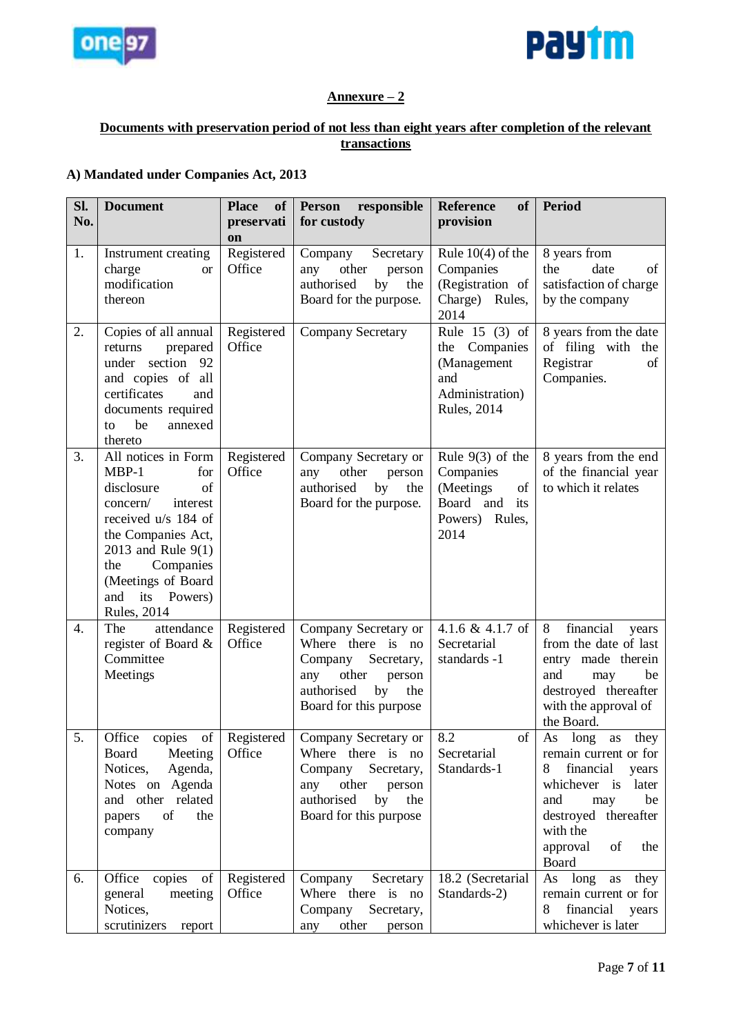**Annexure – 2**

**Documents with preservation period of not less than eight years after completion of the relevant transactions**

**A) Mandated under Companies Act, 2013**

| Sl. No. | Document | Place of preservation | Person responsible for custody | Reference of provision | Period |
|---|---|---|---|---|---|
| 1. | Instrument creating charge or modification thereon | Registered Office | Company Secretary any other person authorised by the Board for the purpose. | Rule 10(4) of the Companies (Registration of Charge) Rules, 2014 | 8 years from the date of satisfaction of charge by the company |
| 2. | Copies of all annual returns prepared under section 92 and copies of all certificates and documents required to be annexed thereto | Registered Office | Company Secretary | Rule 15 (3) of the Companies (Management and Administration) Rules, 2014 | 8 years from the date of filing with the Registrar of Companies. |
| 3. | All notices in Form MBP-1 for disclosure of concern/ interest received u/s 184 of the Companies Act, 2013 and Rule 9(1) the Companies (Meetings of Board and its Powers) Rules, 2014 | Registered Office | Company Secretary or any other person authorised by the Board for the purpose. | Rule 9(3) of the Companies (Meetings of Board and its Powers) Rules, 2014 | 8 years from the end of the financial year to which it relates |
| 4. | The attendance register of Board & Committee Meetings | Registered Office | Company Secretary or Where there is no Company Secretary, any other person authorised by the Board for this purpose | 4.1.6 & 4.1.7 of Secretarial standards -1 | 8 financial years from the date of last entry made therein and may be destroyed thereafter with the approval of the Board. |
| 5. | Office copies of Board Meeting Notices, Agenda, Notes on Agenda and other related papers of the company | Registered Office | Company Secretary or Where there is no Company Secretary, any other person authorised by the Board for this purpose | 8.2 of Secretarial Standards-1 | As long as they remain current or for 8 financial years whichever is later and may be destroyed thereafter with the approval of the Board |
| 6. | Office copies of general meeting Notices, scrutinizers report | Registered Office | Company Secretary Where there is no Company Secretary, any other person | 18.2 (Secretarial Standards-2) | As long as they remain current or for 8 financial years whichever is later |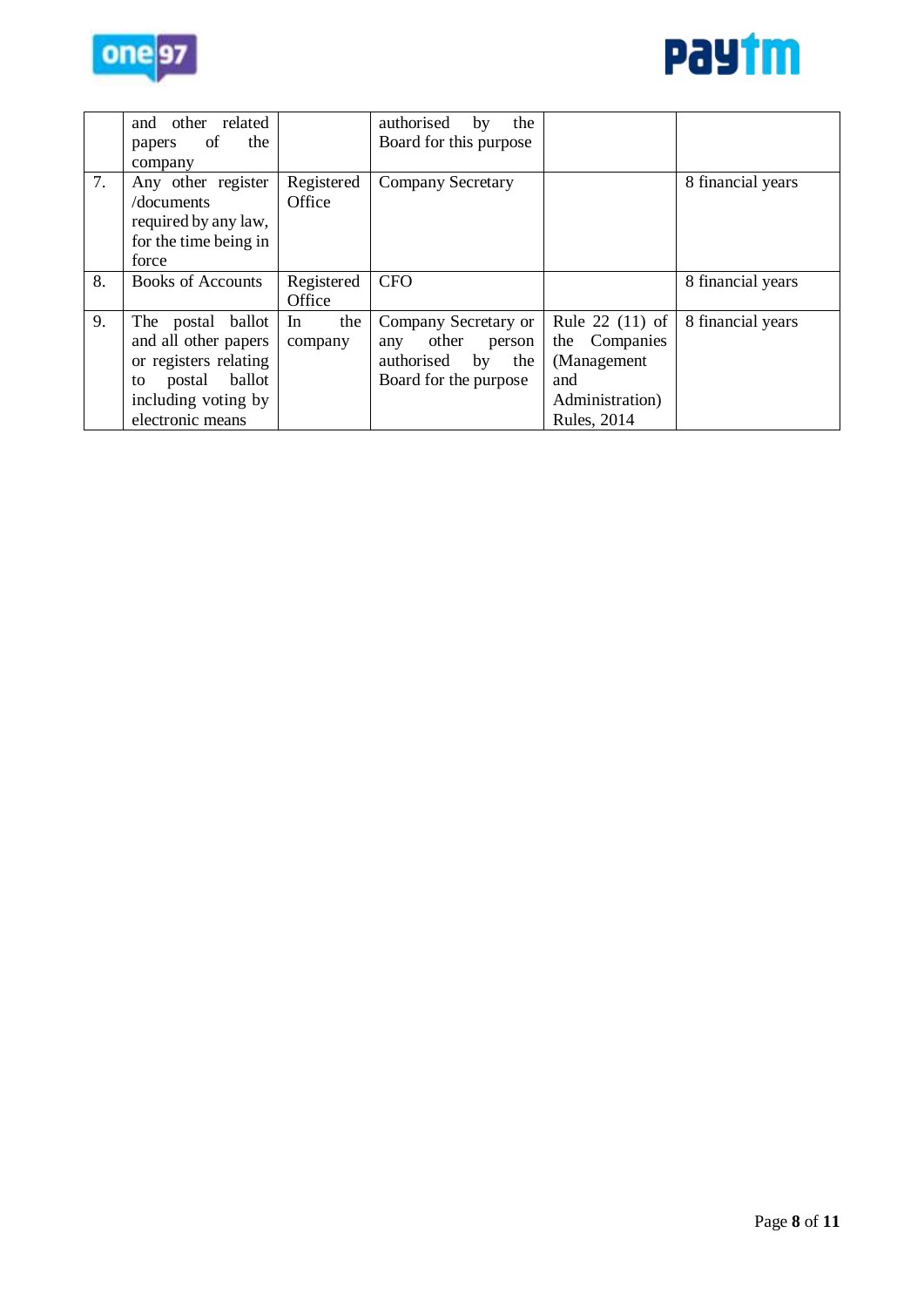| | | | | | |
|---|---|---|---|---|---|
| | and other related papers of the company | | authorised by the Board for this purpose | | |
| 7. | Any other register /documents required by any law, for the time being in force | Registered Office | Company Secretary | | 8 financial years |
| 8. | Books of Accounts | Registered Office | CFO | | 8 financial years |
| 9. | The postal ballot and all other papers or registers relating to postal ballot including voting by electronic means | In the company | Company Secretary or any other person authorised by the Board for the purpose | Rule 22 (11) of the Companies (Management and Administration) Rules, 2014 | 8 financial years |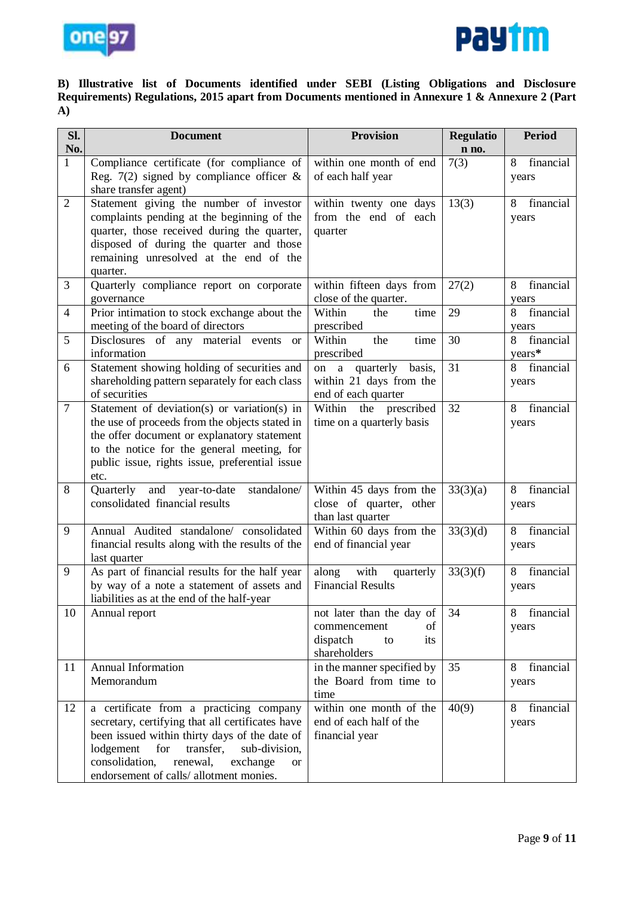**B) Illustrative list of Documents identified under SEBI (Listing Obligations and Disclosure Requirements) Regulations, 2015 apart from Documents mentioned in Annexure 1 & Annexure 2 (Part A)**

| Sl. No. | Document | Provision | Regulation no. | Period |
|---|---|---|---|---|
| 1 | Compliance certificate (for compliance of Reg. 7(2) signed by compliance officer & share transfer agent) | within one month of end of each half year | 7(3) | 8 financial years |
| 2 | Statement giving the number of investor complaints pending at the beginning of the quarter, those received during the quarter, disposed of during the quarter and those remaining unresolved at the end of the quarter. | within twenty one days from the end of each quarter | 13(3) | 8 financial years |
| 3 | Quarterly compliance report on corporate governance | within fifteen days from close of the quarter. | 27(2) | 8 financial years |
| 4 | Prior intimation to stock exchange about the meeting of the board of directors | Within the time prescribed | 29 | 8 financial years |
| 5 | Disclosures of any material events or information | Within the time prescribed | 30 | 8 financial years* |
| 6 | Statement showing holding of securities and shareholding pattern separately for each class of securities | on a quarterly basis, within 21 days from the end of each quarter | 31 | 8 financial years |
| 7 | Statement of deviation(s) or variation(s) in the use of proceeds from the objects stated in the offer document or explanatory statement to the notice for the general meeting, for public issue, rights issue, preferential issue etc. | Within the prescribed time on a quarterly basis | 32 | 8 financial years |
| 8 | Quarterly and year-to-date standalone/ consolidated financial results | Within 45 days from the close of quarter, other than last quarter | 33(3)(a) | 8 financial years |
| 9 | Annual Audited standalone/ consolidated financial results along with the results of the last quarter | Within 60 days from the end of financial year | 33(3)(d) | 8 financial years |
| 9 | As part of financial results for the half year by way of a note a statement of assets and liabilities as at the end of the half-year | along with quarterly Financial Results | 33(3)(f) | 8 financial years |
| 10 | Annual report | not later than the day of commencement of dispatch to its shareholders | 34 | 8 financial years |
| 11 | Annual Information Memorandum | in the manner specified by the Board from time to time | 35 | 8 financial years |
| 12 | a certificate from a practicing company secretary, certifying that all certificates have been issued within thirty days of the date of lodgement for transfer, sub-division, consolidation, renewal, exchange or endorsement of calls/ allotment monies. | within one month of the end of each half of the financial year | 40(9) | 8 financial years |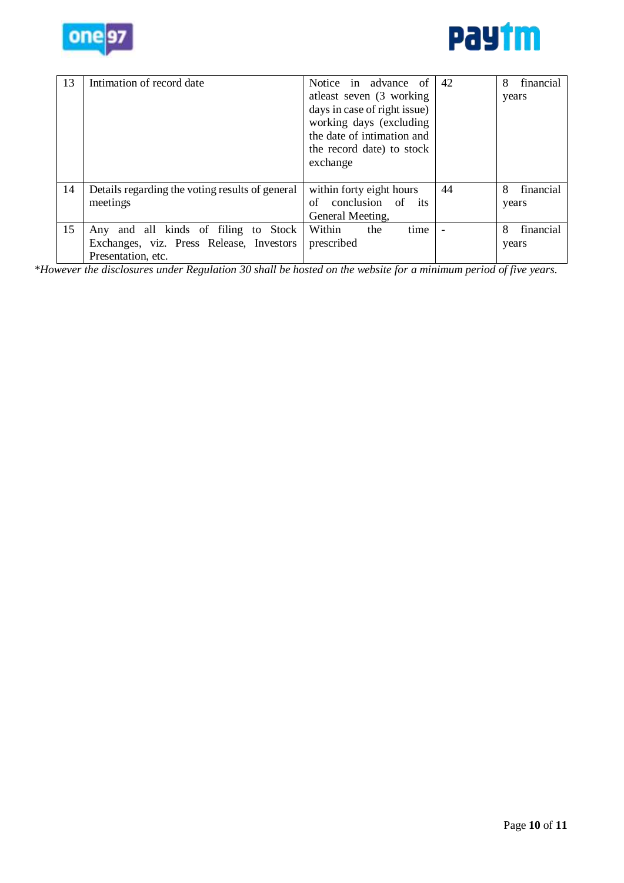| 13 | Intimation of record date | Notice in advance of atleast seven (3 working days in case of right issue) working days (excluding the date of intimation and the record date) to stock exchange | 42 | 8 financial years |
|---|---|---|---|---|
| 14 | Details regarding the voting results of general meetings | within forty eight hours of conclusion of its General Meeting, | 44 | 8 financial years |
| 15 | Any and all kinds of filing to Stock Exchanges, viz. Press Release, Investors Presentation, etc. | Within the time prescribed | - | 8 financial years |

**However the disclosures under Regulation 30 shall be hosted on the website for a minimum period of five years.*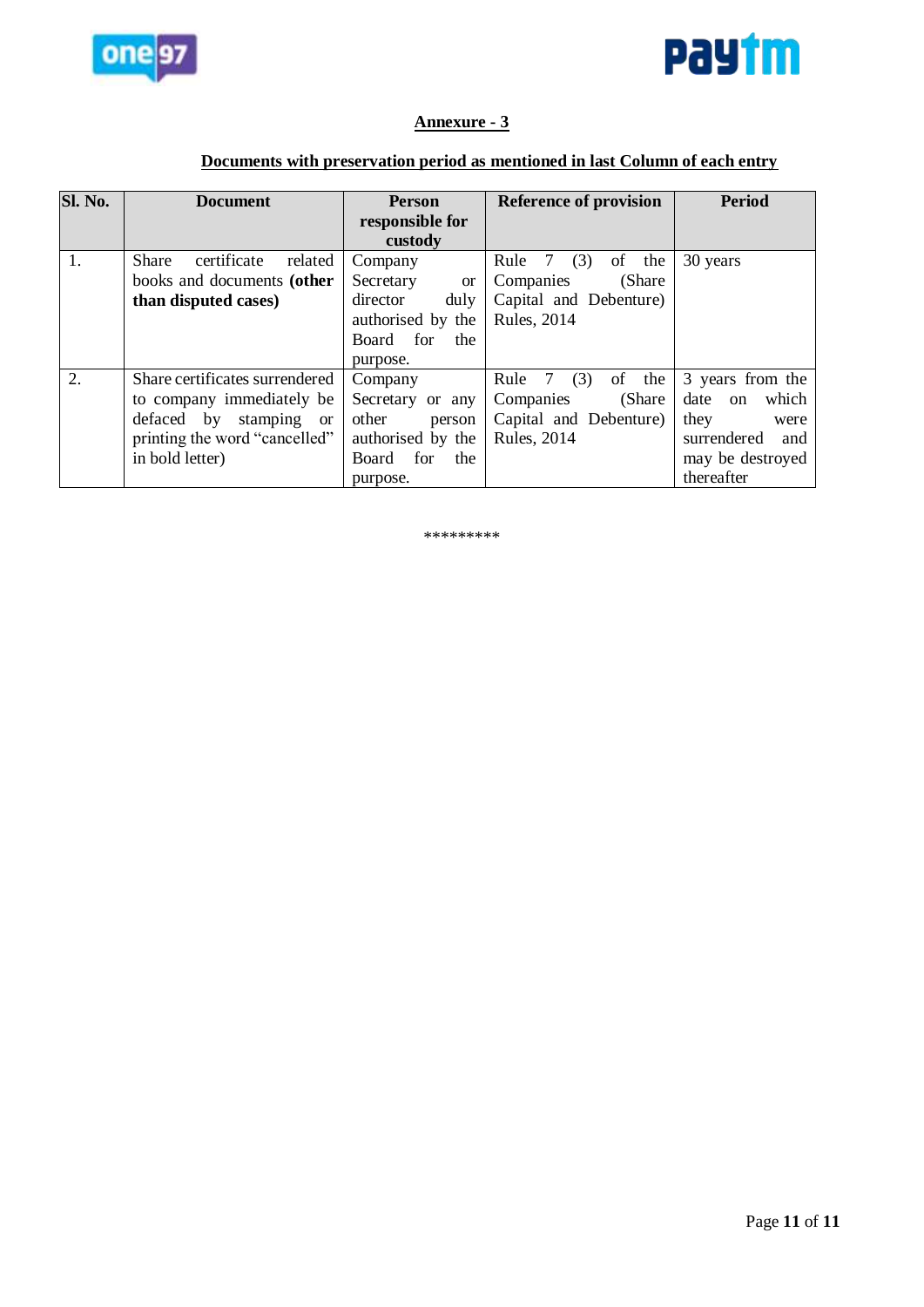## Annexure - 3

**Documents with preservation period as mentioned in last Column of each entry**

| Sl. No. | Document | Person responsible for custody | Reference of provision | Period |
|---|---|---|---|---|
| 1. | Share certificate related books and documents **(other than disputed cases)** | Company Secretary or director duly authorised by the Board for the purpose. | Rule 7 (3) of the Companies (Share Capital and Debenture) Rules, 2014 | 30 years |
| 2. | Share certificates surrendered to company immediately be defaced by stamping or printing the word "cancelled" in bold letter) | Company Secretary or any other person authorised by the Board for the purpose. | Rule 7 (3) of the Companies (Share Capital and Debenture) Rules, 2014 | 3 years from the date on which they were surrendered and may be destroyed thereafter |

*********